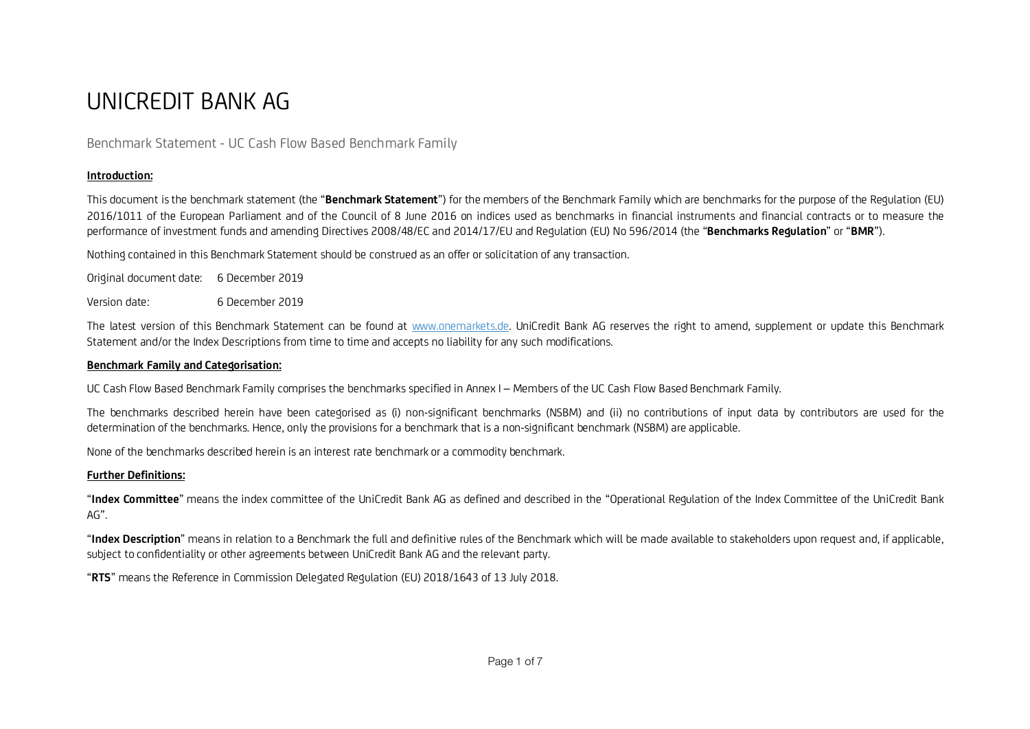# UNICREDIT BANK AG

Benchmark Statement - UC Cash Flow Based Benchmark Family

**Introduction:**

This document is the benchmark statement (the "**Benchmark Statement**") for the members of the Benchmark Family which are benchmarks for the purpose of the Regulation (EU) 2016/1011 of the European Parliament and of the Council of 8 June 2016 on indices used as benchmarks in financial instruments and financial contracts or to measure the performance of investment funds and amending Directives 2008/48/EC and 2014/17/EU and Regulation (EU) No 596/2014 (the "**Benchmarks Regulation**" or "**BMR**").

Nothing contained in this Benchmark Statement should be construed as an offer or solicitation of any transaction.

Original document date: 6 December 2019

Version date: 6 December 2019

The latest version of this Benchmark Statement can be found at www.onemarkets.de. UniCredit Bank AG reserves the right to amend, supplement or update this Benchmark Statement and/or the Index Descriptions from time to time and accepts no liability for any such modifications.

**Benchmark Family and Categorisation:**

UC Cash Flow Based Benchmark Family comprises the benchmarks specified in Annex I – Members of the UC Cash Flow Based Benchmark Family.

The benchmarks described herein have been categorised as (i) non-significant benchmarks (NSBM) and (ii) no contributions of input data by contributors are used for the determination of the benchmarks. Hence, only the provisions for a benchmark that is a non-significant benchmark (NSBM) are applicable.

None of the benchmarks described herein is an interest rate benchmark or a commodity benchmark.

**Further Definitions:**

"**Index Committee**" means the index committee of the UniCredit Bank AG as defined and described in the "Operational Regulation of the Index Committee of the UniCredit Bank AG".

"**Index Description**" means in relation to a Benchmark the full and definitive rules of the Benchmark which will be made available to stakeholders upon request and, if applicable, subject to confidentiality or other agreements between UniCredit Bank AG and the relevant party.

"**RTS**" means the Reference in Commission Delegated Regulation (EU) 2018/1643 of 13 July 2018.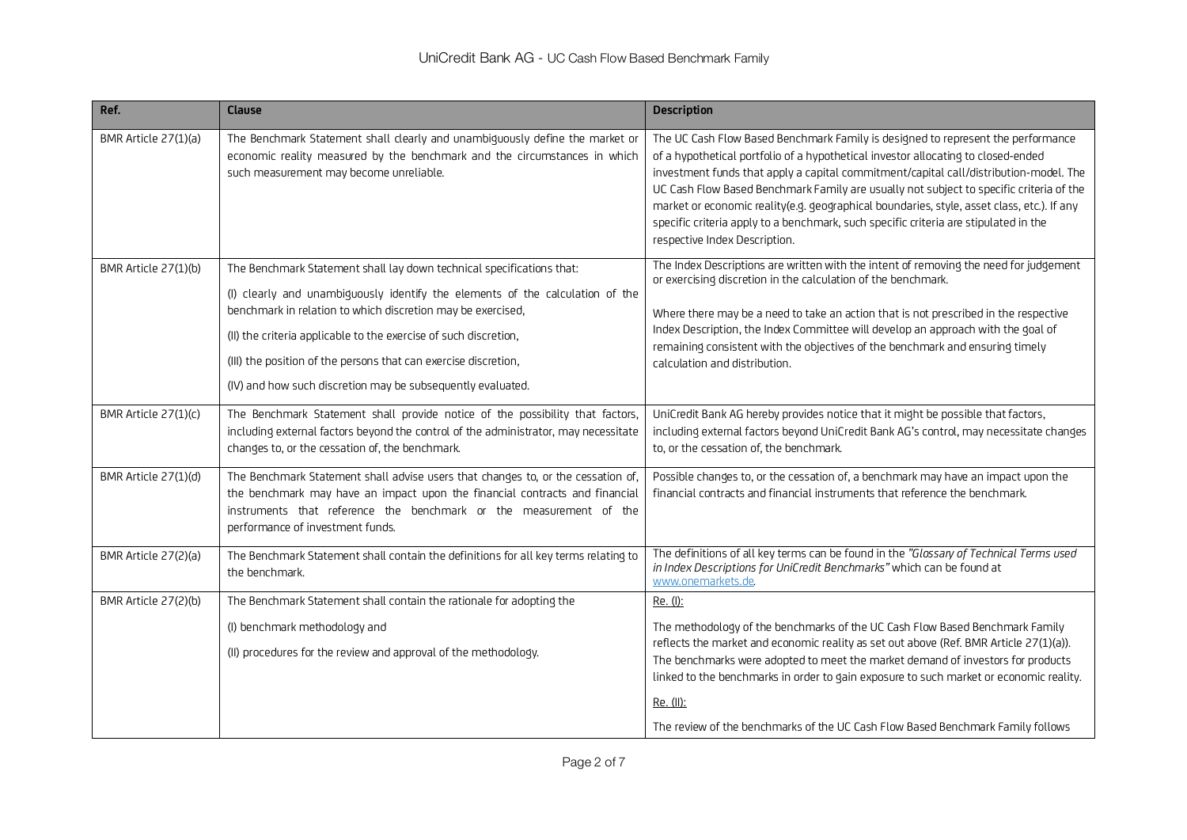| Ref. | Clause | Description |
|---|---|---|
| BMR Article 27(1)(a) | The Benchmark Statement shall clearly and unambiguously define the market or economic reality measured by the benchmark and the circumstances in which such measurement may become unreliable. | The UC Cash Flow Based Benchmark Family is designed to represent the performance of a hypothetical portfolio of a hypothetical investor allocating to closed-ended investment funds that apply a capital commitment/capital call/distribution-model. The UC Cash Flow Based Benchmark Family are usually not subject to specific criteria of the market or economic reality(e.g. geographical boundaries, style, asset class, etc.). If any specific criteria apply to a benchmark, such specific criteria are stipulated in the respective Index Description. |
| BMR Article 27(1)(b) | The Benchmark Statement shall lay down technical specifications that:<br><br>(I) clearly and unambiguously identify the elements of the calculation of the benchmark in relation to which discretion may be exercised,<br><br>(II) the criteria applicable to the exercise of such discretion,<br><br>(III) the position of the persons that can exercise discretion,<br><br>(IV) and how such discretion may be subsequently evaluated. | The Index Descriptions are written with the intent of removing the need for judgement or exercising discretion in the calculation of the benchmark.<br><br>Where there may be a need to take an action that is not prescribed in the respective Index Description, the Index Committee will develop an approach with the goal of remaining consistent with the objectives of the benchmark and ensuring timely calculation and distribution. |
| BMR Article 27(1)(c) | The Benchmark Statement shall provide notice of the possibility that factors, including external factors beyond the control of the administrator, may necessitate changes to, or the cessation of, the benchmark. | UniCredit Bank AG hereby provides notice that it might be possible that factors, including external factors beyond UniCredit Bank AG's control, may necessitate changes to, or the cessation of, the benchmark. |
| BMR Article 27(1)(d) | The Benchmark Statement shall advise users that changes to, or the cessation of, the benchmark may have an impact upon the financial contracts and financial instruments that reference the benchmark or the measurement of the performance of investment funds. | Possible changes to, or the cessation of, a benchmark may have an impact upon the financial contracts and financial instruments that reference the benchmark. |
| BMR Article 27(2)(a) | The Benchmark Statement shall contain the definitions for all key terms relating to the benchmark. | The definitions of all key terms can be found in the *"Glossary of Technical Terms used in Index Descriptions for UniCredit Benchmarks"* which can be found at www.onemarkets.de. |
| BMR Article 27(2)(b) | The Benchmark Statement shall contain the rationale for adopting the<br><br>(I) benchmark methodology and<br><br>(II) procedures for the review and approval of the methodology. | Re. (I):<br><br>The methodology of the benchmarks of the UC Cash Flow Based Benchmark Family reflects the market and economic reality as set out above (Ref. BMR Article 27(1)(a)). The benchmarks were adopted to meet the market demand of investors for products linked to the benchmarks in order to gain exposure to such market or economic reality.<br><br>Re. (II):<br><br>The review of the benchmarks of the UC Cash Flow Based Benchmark Family follows |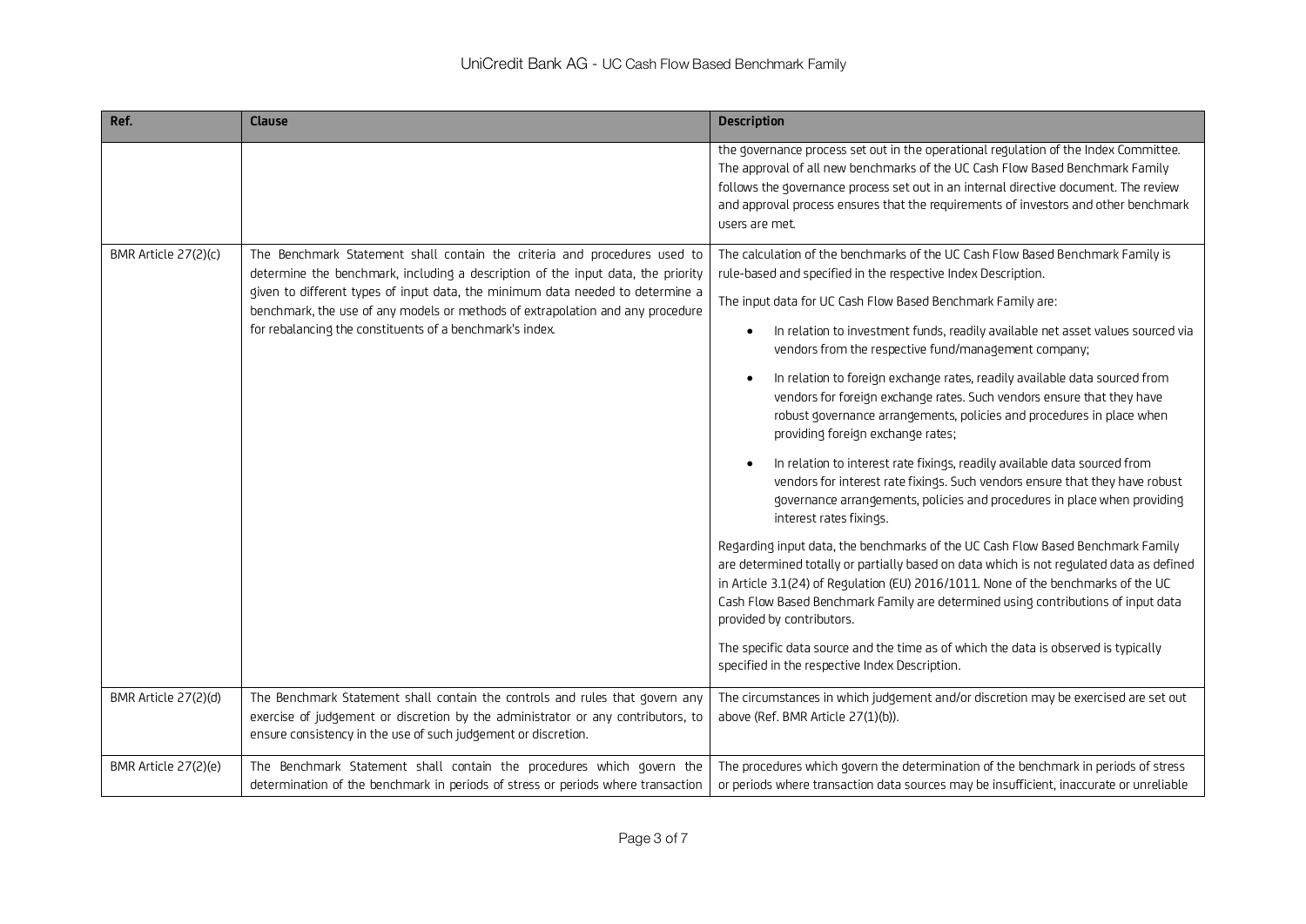| Ref. | Clause | Description |
| --- | --- | --- |
| | | the governance process set out in the operational regulation of the Index Committee. The approval of all new benchmarks of the UC Cash Flow Based Benchmark Family follows the governance process set out in an internal directive document. The review and approval process ensures that the requirements of investors and other benchmark users are met. |
| BMR Article 27(2)(c) | The Benchmark Statement shall contain the criteria and procedures used to determine the benchmark, including a description of the input data, the priority given to different types of input data, the minimum data needed to determine a benchmark, the use of any models or methods of extrapolation and any procedure for rebalancing the constituents of a benchmark's index. | The calculation of the benchmarks of the UC Cash Flow Based Benchmark Family is rule-based and specified in the respective Index Description.<br><br>The input data for UC Cash Flow Based Benchmark Family are:<br><br>• In relation to investment funds, readily available net asset values sourced via vendors from the respective fund/management company;<br><br>• In relation to foreign exchange rates, readily available data sourced from vendors for foreign exchange rates. Such vendors ensure that they have robust governance arrangements, policies and procedures in place when providing foreign exchange rates;<br><br>• In relation to interest rate fixings, readily available data sourced from vendors for interest rate fixings. Such vendors ensure that they have robust governance arrangements, policies and procedures in place when providing interest rates fixings.<br><br>Regarding input data, the benchmarks of the UC Cash Flow Based Benchmark Family are determined totally or partially based on data which is not regulated data as defined in Article 3.1(24) of Regulation (EU) 2016/1011. None of the benchmarks of the UC Cash Flow Based Benchmark Family are determined using contributions of input data provided by contributors.<br><br>The specific data source and the time as of which the data is observed is typically specified in the respective Index Description. |
| BMR Article 27(2)(d) | The Benchmark Statement shall contain the controls and rules that govern any exercise of judgement or discretion by the administrator or any contributors, to ensure consistency in the use of such judgement or discretion. | The circumstances in which judgement and/or discretion may be exercised are set out above (Ref. BMR Article 27(1)(b)). |
| BMR Article 27(2)(e) | The Benchmark Statement shall contain the procedures which govern the determination of the benchmark in periods of stress or periods where transaction | The procedures which govern the determination of the benchmark in periods of stress or periods where transaction data sources may be insufficient, inaccurate or unreliable |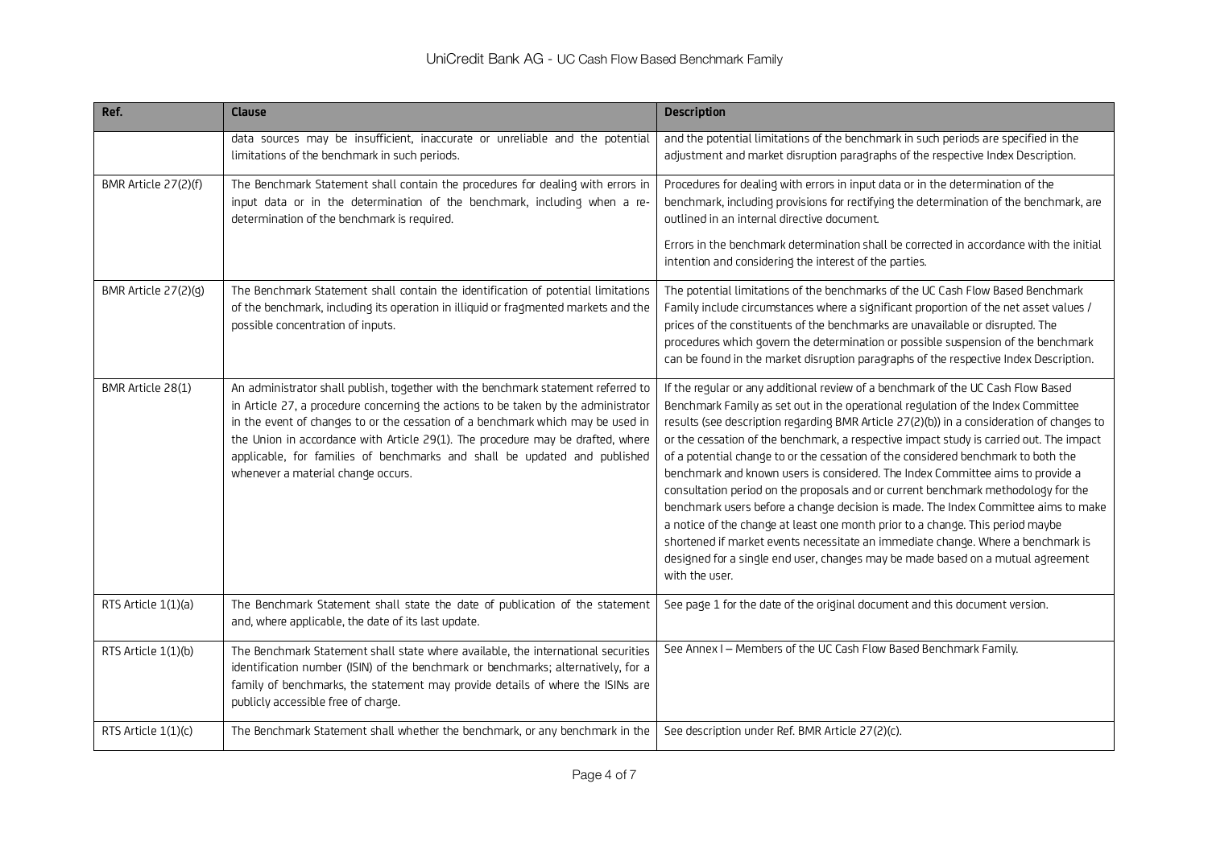| Ref. | Clause | Description |
|---|---|---|
| | data sources may be insufficient, inaccurate or unreliable and the potential limitations of the benchmark in such periods. | and the potential limitations of the benchmark in such periods are specified in the adjustment and market disruption paragraphs of the respective Index Description. |
| BMR Article 27(2)(f) | The Benchmark Statement shall contain the procedures for dealing with errors in input data or in the determination of the benchmark, including when a re-determination of the benchmark is required. | Procedures for dealing with errors in input data or in the determination of the benchmark, including provisions for rectifying the determination of the benchmark, are outlined in an internal directive document. Errors in the benchmark determination shall be corrected in accordance with the initial intention and considering the interest of the parties. |
| BMR Article 27(2)(g) | The Benchmark Statement shall contain the identification of potential limitations of the benchmark, including its operation in illiquid or fragmented markets and the possible concentration of inputs. | The potential limitations of the benchmarks of the UC Cash Flow Based Benchmark Family include circumstances where a significant proportion of the net asset values / prices of the constituents of the benchmarks are unavailable or disrupted. The procedures which govern the determination or possible suspension of the benchmark can be found in the market disruption paragraphs of the respective Index Description. |
| BMR Article 28(1) | An administrator shall publish, together with the benchmark statement referred to in Article 27, a procedure concerning the actions to be taken by the administrator in the event of changes to or the cessation of a benchmark which may be used in the Union in accordance with Article 29(1). The procedure may be drafted, where applicable, for families of benchmarks and shall be updated and published whenever a material change occurs. | If the regular or any additional review of a benchmark of the UC Cash Flow Based Benchmark Family as set out in the operational regulation of the Index Committee results (see description regarding BMR Article 27(2)(b)) in a consideration of changes to or the cessation of the benchmark, a respective impact study is carried out. The impact of a potential change to or the cessation of the considered benchmark to both the benchmark and known users is considered. The Index Committee aims to provide a consultation period on the proposals and or current benchmark methodology for the benchmark users before a change decision is made. The Index Committee aims to make a notice of the change at least one month prior to a change. This period maybe shortened if market events necessitate an immediate change. Where a benchmark is designed for a single end user, changes may be made based on a mutual agreement with the user. |
| RTS Article 1(1)(a) | The Benchmark Statement shall state the date of publication of the statement and, where applicable, the date of its last update. | See page 1 for the date of the original document and this document version. |
| RTS Article 1(1)(b) | The Benchmark Statement shall state where available, the international securities identification number (ISIN) of the benchmark or benchmarks; alternatively, for a family of benchmarks, the statement may provide details of where the ISINs are publicly accessible free of charge. | See Annex I – Members of the UC Cash Flow Based Benchmark Family. |
| RTS Article 1(1)(c) | The Benchmark Statement shall whether the benchmark, or any benchmark in the | See description under Ref. BMR Article 27(2)(c). |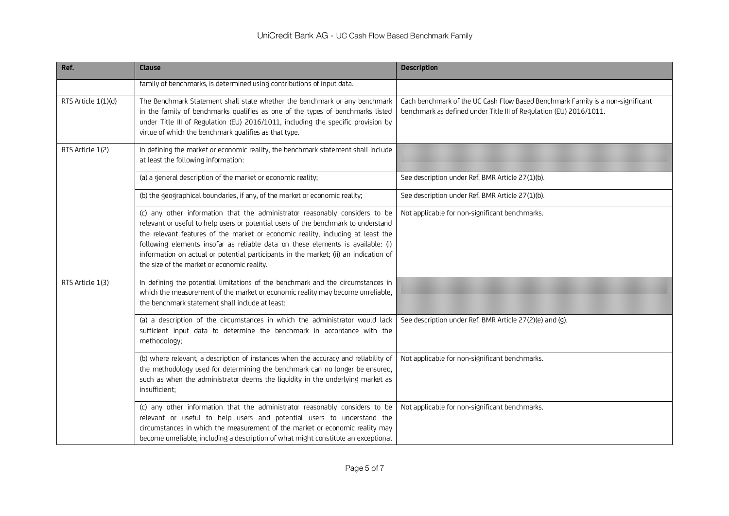| Ref. | Clause | Description |
| --- | --- | --- |
| | family of benchmarks, is determined using contributions of input data. | |
| RTS Article 1(1)(d) | The Benchmark Statement shall state whether the benchmark or any benchmark in the family of benchmarks qualifies as one of the types of benchmarks listed under Title III of Regulation (EU) 2016/1011, including the specific provision by virtue of which the benchmark qualifies as that type. | Each benchmark of the UC Cash Flow Based Benchmark Family is a non-significant benchmark as defined under Title III of Regulation (EU) 2016/1011. |
| RTS Article 1(2) | In defining the market or economic reality, the benchmark statement shall include at least the following information: | |
| | (a) a general description of the market or economic reality; | See description under Ref. BMR Article 27(1)(b). |
| | (b) the geographical boundaries, if any, of the market or economic reality; | See description under Ref. BMR Article 27(1)(b). |
| | (c) any other information that the administrator reasonably considers to be relevant or useful to help users or potential users of the benchmark to understand the relevant features of the market or economic reality, including at least the following elements insofar as reliable data on these elements is available: (i) information on actual or potential participants in the market; (ii) an indication of the size of the market or economic reality. | Not applicable for non-significant benchmarks. |
| RTS Article 1(3) | In defining the potential limitations of the benchmark and the circumstances in which the measurement of the market or economic reality may become unreliable, the benchmark statement shall include at least: | |
| | (a) a description of the circumstances in which the administrator would lack sufficient input data to determine the benchmark in accordance with the methodology; | See description under Ref. BMR Article 27(2)(e) and (g). |
| | (b) where relevant, a description of instances when the accuracy and reliability of the methodology used for determining the benchmark can no longer be ensured, such as when the administrator deems the liquidity in the underlying market as insufficient; | Not applicable for non-significant benchmarks. |
| | (c) any other information that the administrator reasonably considers to be relevant or useful to help users and potential users to understand the circumstances in which the measurement of the market or economic reality may become unreliable, including a description of what might constitute an exceptional | Not applicable for non-significant benchmarks. |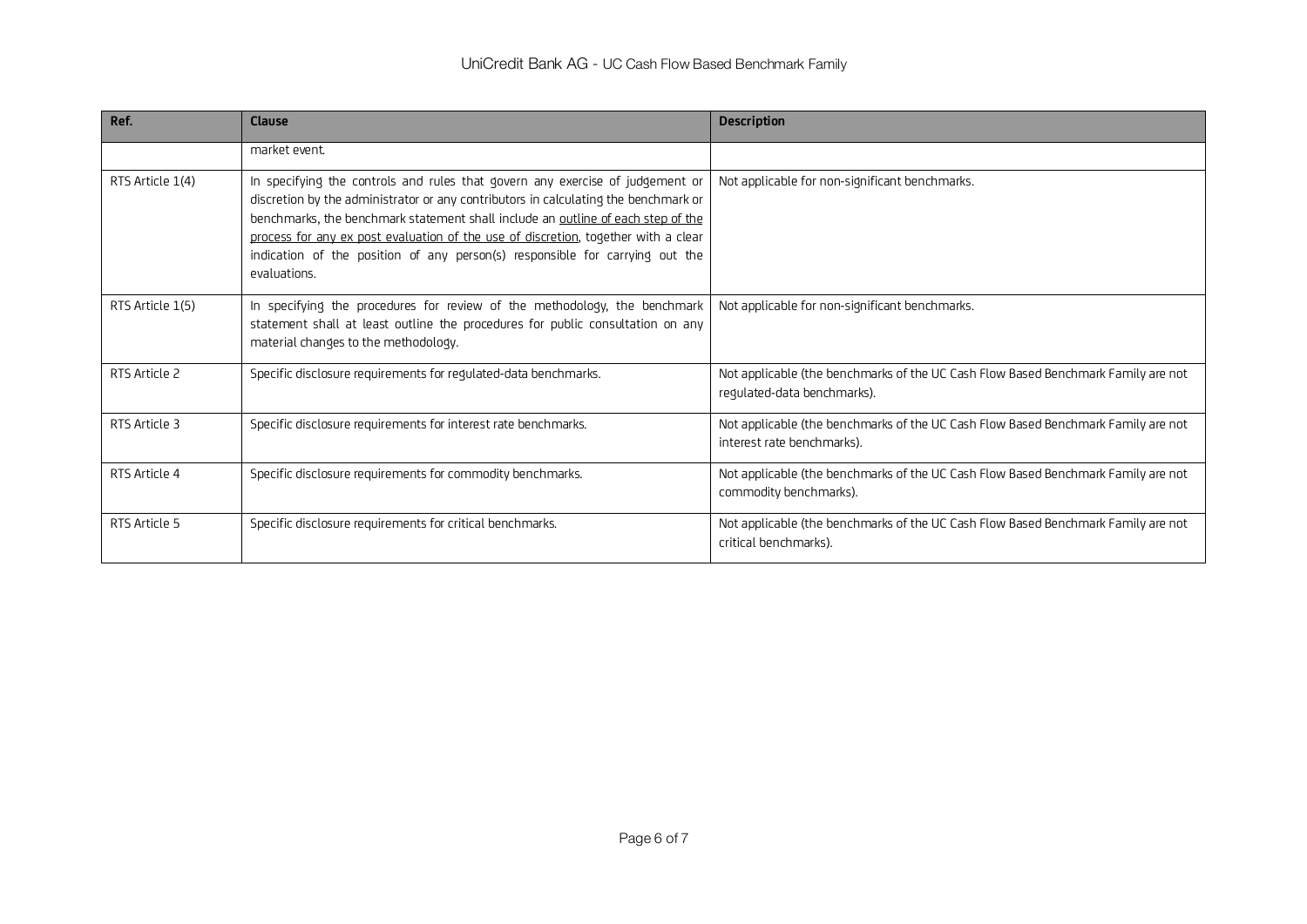| Ref. | Clause | Description |
|---|---|---|
| | market event. | |
| RTS Article 1(4) | In specifying the controls and rules that govern any exercise of judgement or discretion by the administrator or any contributors in calculating the benchmark or benchmarks, the benchmark statement shall include an <u>outline of each step of the process for any ex post evaluation of the use of discretion</u>, together with a clear indication of the position of any person(s) responsible for carrying out the evaluations. | Not applicable for non-significant benchmarks. |
| RTS Article 1(5) | In specifying the procedures for review of the methodology, the benchmark statement shall at least outline the procedures for public consultation on any material changes to the methodology. | Not applicable for non-significant benchmarks. |
| RTS Article 2 | Specific disclosure requirements for regulated-data benchmarks. | Not applicable (the benchmarks of the UC Cash Flow Based Benchmark Family are not regulated-data benchmarks). |
| RTS Article 3 | Specific disclosure requirements for interest rate benchmarks. | Not applicable (the benchmarks of the UC Cash Flow Based Benchmark Family are not interest rate benchmarks). |
| RTS Article 4 | Specific disclosure requirements for commodity benchmarks. | Not applicable (the benchmarks of the UC Cash Flow Based Benchmark Family are not commodity benchmarks). |
| RTS Article 5 | Specific disclosure requirements for critical benchmarks. | Not applicable (the benchmarks of the UC Cash Flow Based Benchmark Family are not critical benchmarks). |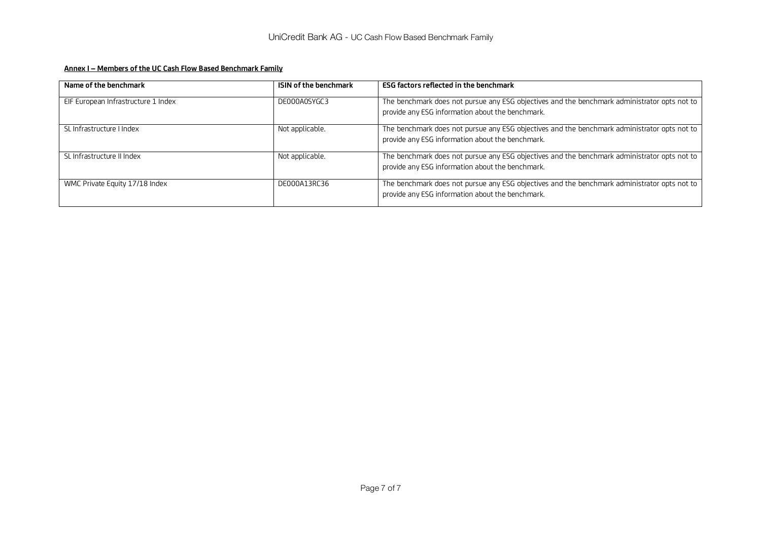**Annex I – Members of the UC Cash Flow Based Benchmark Family**

| Name of the benchmark | ISIN of the benchmark | ESG factors reflected in the benchmark |
|---|---|---|
| EIF European Infrastructure 1 Index | DE000A0SYGC3 | The benchmark does not pursue any ESG objectives and the benchmark administrator opts not to provide any ESG information about the benchmark. |
| SL Infrastructure I Index | Not applicable. | The benchmark does not pursue any ESG objectives and the benchmark administrator opts not to provide any ESG information about the benchmark. |
| SL Infrastructure II Index | Not applicable. | The benchmark does not pursue any ESG objectives and the benchmark administrator opts not to provide any ESG information about the benchmark. |
| WMC Private Equity 17/18 Index | DE000A13RC36 | The benchmark does not pursue any ESG objectives and the benchmark administrator opts not to provide any ESG information about the benchmark. |